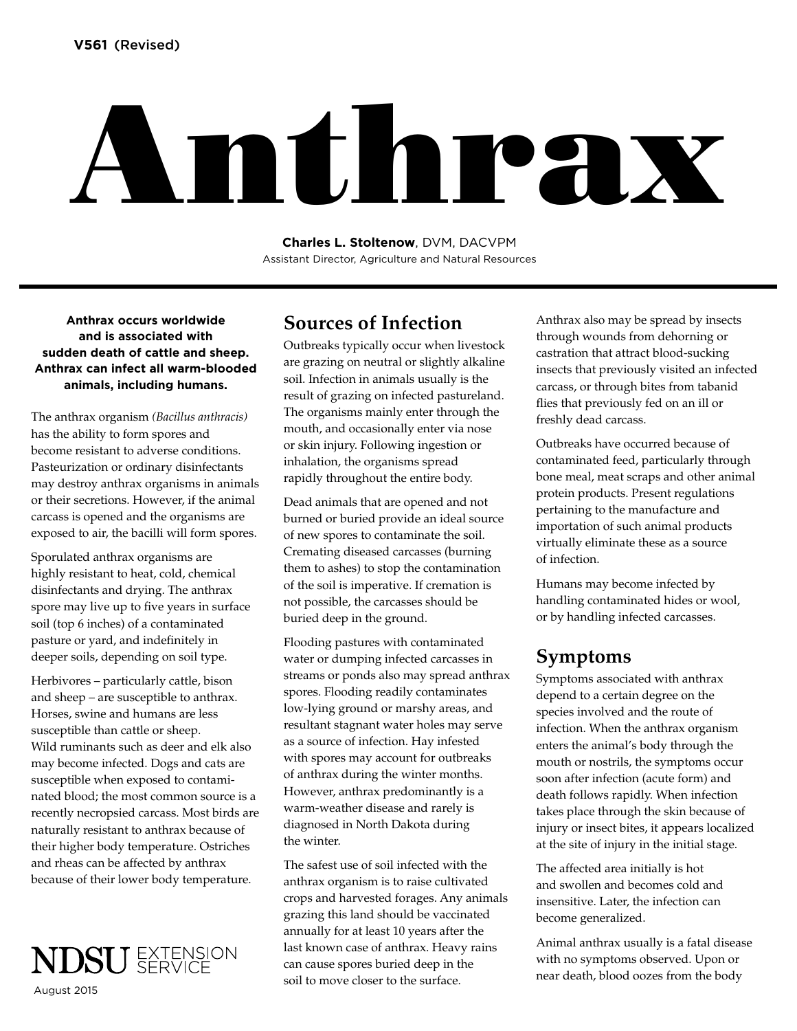V561 (Revised)

# Anthrax

**Charles L. Stoltenow**, DVM, DACVPM
Assistant Director, Agriculture and Natural Resources

**Anthrax occurs worldwide and is associated with sudden death of cattle and sheep. Anthrax can infect all warm-blooded animals, including humans.**

The anthrax organism *(Bacillus anthracis)* has the ability to form spores and become resistant to adverse conditions. Pasteurization or ordinary disinfectants may destroy anthrax organisms in animals or their secretions. However, if the animal carcass is opened and the organisms are exposed to air, the bacilli will form spores.

Sporulated anthrax organisms are highly resistant to heat, cold, chemical disinfectants and drying. The anthrax spore may live up to five years in surface soil (top 6 inches) of a contaminated pasture or yard, and indefinitely in deeper soils, depending on soil type.

Herbivores – particularly cattle, bison and sheep – are susceptible to anthrax. Horses, swine and humans are less susceptible than cattle or sheep. Wild ruminants such as deer and elk also may become infected. Dogs and cats are susceptible when exposed to contaminated blood; the most common source is a recently necropsied carcass. Most birds are naturally resistant to anthrax because of their higher body temperature. Ostriches and rheas can be affected by anthrax because of their lower body temperature.

## Sources of Infection

Outbreaks typically occur when livestock are grazing on neutral or slightly alkaline soil. Infection in animals usually is the result of grazing on infected pastureland. The organisms mainly enter through the mouth, and occasionally enter via nose or skin injury. Following ingestion or inhalation, the organisms spread rapidly throughout the entire body.

Dead animals that are opened and not burned or buried provide an ideal source of new spores to contaminate the soil. Cremating diseased carcasses (burning them to ashes) to stop the contamination of the soil is imperative. If cremation is not possible, the carcasses should be buried deep in the ground.

Flooding pastures with contaminated water or dumping infected carcasses in streams or ponds also may spread anthrax spores. Flooding readily contaminates low-lying ground or marshy areas, and resultant stagnant water holes may serve as a source of infection. Hay infested with spores may account for outbreaks of anthrax during the winter months. However, anthrax predominantly is a warm-weather disease and rarely is diagnosed in North Dakota during the winter.

The safest use of soil infected with the anthrax organism is to raise cultivated crops and harvested forages. Any animals grazing this land should be vaccinated annually for at least 10 years after the last known case of anthrax. Heavy rains can cause spores buried deep in the soil to move closer to the surface.

Anthrax also may be spread by insects through wounds from dehorning or castration that attract blood-sucking insects that previously visited an infected carcass, or through bites from tabanid flies that previously fed on an ill or freshly dead carcass.

Outbreaks have occurred because of contaminated feed, particularly through bone meal, meat scraps and other animal protein products. Present regulations pertaining to the manufacture and importation of such animal products virtually eliminate these as a source of infection.

Humans may become infected by handling contaminated hides or wool, or by handling infected carcasses.

## Symptoms

Symptoms associated with anthrax depend to a certain degree on the species involved and the route of infection. When the anthrax organism enters the animal's body through the mouth or nostrils, the symptoms occur soon after infection (acute form) and death follows rapidly. When infection takes place through the skin because of injury or insect bites, it appears localized at the site of injury in the initial stage.

The affected area initially is hot and swollen and becomes cold and insensitive. Later, the infection can become generalized.

Animal anthrax usually is a fatal disease with no symptoms observed. Upon or near death, blood oozes from the body

NDSU EXTENSION SERVICE

August 2015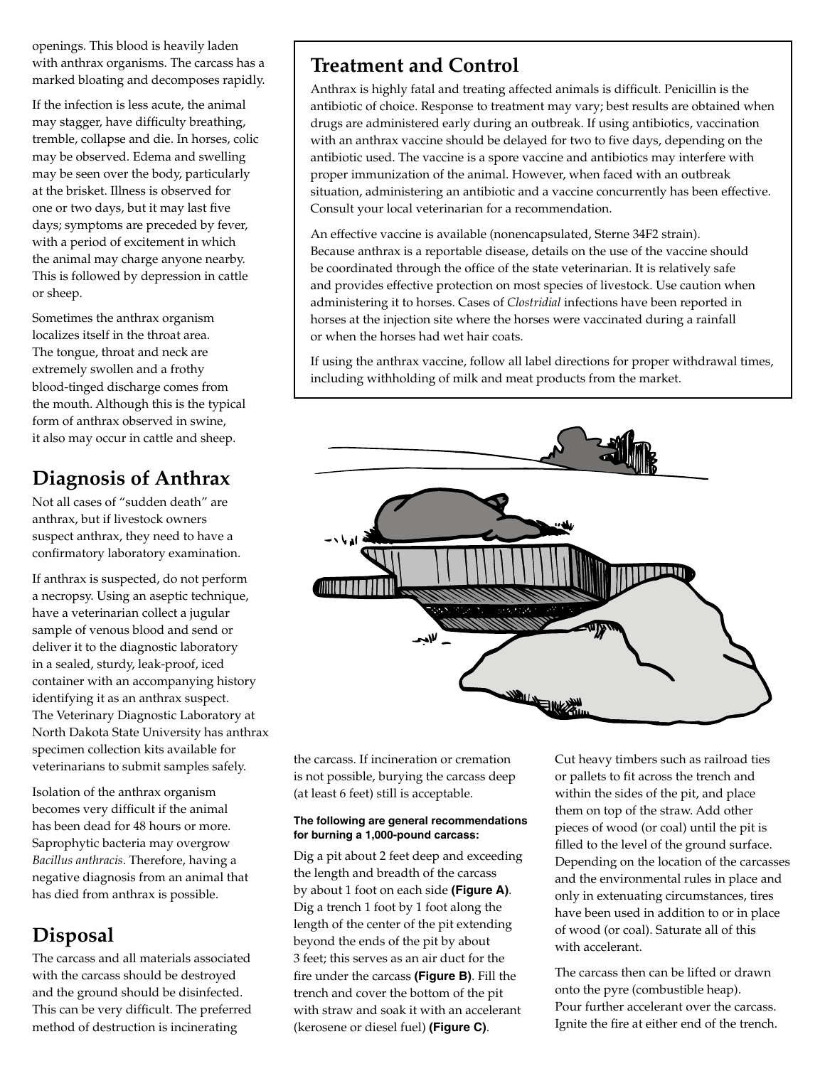openings. This blood is heavily laden with anthrax organisms. The carcass has a marked bloating and decomposes rapidly.

If the infection is less acute, the animal may stagger, have difficulty breathing, tremble, collapse and die. In horses, colic may be observed. Edema and swelling may be seen over the body, particularly at the brisket. Illness is observed for one or two days, but it may last five days; symptoms are preceded by fever, with a period of excitement in which the animal may charge anyone nearby. This is followed by depression in cattle or sheep.

Sometimes the anthrax organism localizes itself in the throat area. The tongue, throat and neck are extremely swollen and a frothy blood-tinged discharge comes from the mouth. Although this is the typical form of anthrax observed in swine, it also may occur in cattle and sheep.

## Diagnosis of Anthrax

Not all cases of "sudden death" are anthrax, but if livestock owners suspect anthrax, they need to have a confirmatory laboratory examination.

If anthrax is suspected, do not perform a necropsy. Using an aseptic technique, have a veterinarian collect a jugular sample of venous blood and send or deliver it to the diagnostic laboratory in a sealed, sturdy, leak-proof, iced container with an accompanying history identifying it as an anthrax suspect. The Veterinary Diagnostic Laboratory at North Dakota State University has anthrax specimen collection kits available for veterinarians to submit samples safely.

Isolation of the anthrax organism becomes very difficult if the animal has been dead for 48 hours or more. Saprophytic bacteria may overgrow *Bacillus anthracis*. Therefore, having a negative diagnosis from an animal that has died from anthrax is possible.

## Disposal

The carcass and all materials associated with the carcass should be destroyed and the ground should be disinfected. This can be very difficult. The preferred method of destruction is incinerating the carcass. If incineration or cremation is not possible, burying the carcass deep (at least 6 feet) still is acceptable.

## Treatment and Control

Anthrax is highly fatal and treating affected animals is difficult. Penicillin is the antibiotic of choice. Response to treatment may vary; best results are obtained when drugs are administered early during an outbreak. If using antibiotics, vaccination with an anthrax vaccine should be delayed for two to five days, depending on the antibiotic used. The vaccine is a spore vaccine and antibiotics may interfere with proper immunization of the animal. However, when faced with an outbreak situation, administering an antibiotic and a vaccine concurrently has been effective. Consult your local veterinarian for a recommendation.

An effective vaccine is available (nonencapsulated, Sterne 34F2 strain). Because anthrax is a reportable disease, details on the use of the vaccine should be coordinated through the office of the state veterinarian. It is relatively safe and provides effective protection on most species of livestock. Use caution when administering it to horses. Cases of *Clostridial* infections have been reported in horses at the injection site where the horses were vaccinated during a rainfall or when the horses had wet hair coats.

If using the anthrax vaccine, follow all label directions for proper withdrawal times, including withholding of milk and meat products from the market.

**The following are general recommendations for burning a 1,000-pound carcass:**

Dig a pit about 2 feet deep and exceeding the length and breadth of the carcass by about 1 foot on each side **(Figure A)**. Dig a trench 1 foot by 1 foot along the length of the center of the pit extending beyond the ends of the pit by about 3 feet; this serves as an air duct for the fire under the carcass **(Figure B)**. Fill the trench and cover the bottom of the pit with straw and soak it with an accelerant (kerosene or diesel fuel) **(Figure C)**.

Cut heavy timbers such as railroad ties or pallets to fit across the trench and within the sides of the pit, and place them on top of the straw. Add other pieces of wood (or coal) until the pit is filled to the level of the ground surface. Depending on the location of the carcasses and the environmental rules in place and only in extenuating circumstances, tires have been used in addition to or in place of wood (or coal). Saturate all of this with accelerant.

The carcass then can be lifted or drawn onto the pyre (combustible heap). Pour further accelerant over the carcass. Ignite the fire at either end of the trench.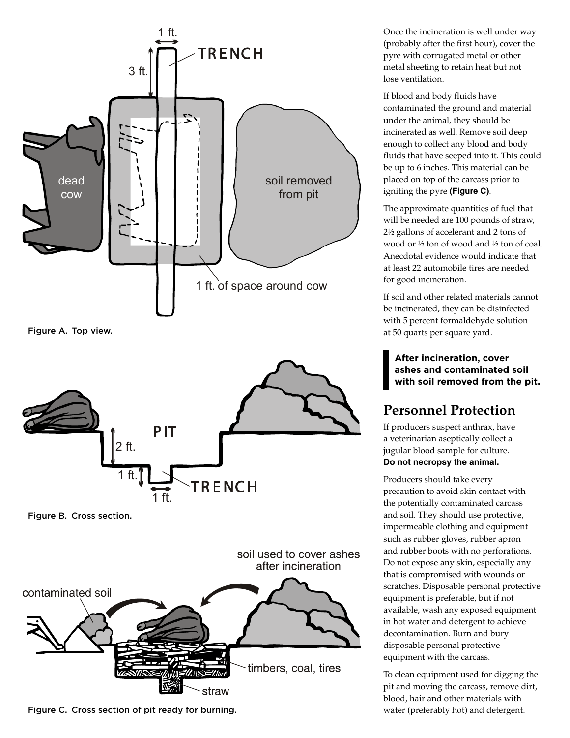Figure A. Top view.

Figure B. Cross section.

Figure C. Cross section of pit ready for burning.

Once the incineration is well under way (probably after the first hour), cover the pyre with corrugated metal or other metal sheeting to retain heat but not lose ventilation.

If blood and body fluids have contaminated the ground and material under the animal, they should be incinerated as well. Remove soil deep enough to collect any blood and body fluids that have seeped into it. This could be up to 6 inches. This material can be placed on top of the carcass prior to igniting the pyre **(Figure C)**.

The approximate quantities of fuel that will be needed are 100 pounds of straw, 2½ gallons of accelerant and 2 tons of wood or ½ ton of wood and ½ ton of coal. Anecdotal evidence would indicate that at least 22 automobile tires are needed for good incineration.

If soil and other related materials cannot be incinerated, they can be disinfected with 5 percent formaldehyde solution at 50 quarts per square yard.

**After incineration, cover ashes and contaminated soil with soil removed from the pit.**

## Personnel Protection

If producers suspect anthrax, have a veterinarian aseptically collect a jugular blood sample for culture. **Do not necropsy the animal.**

Producers should take every precaution to avoid skin contact with the potentially contaminated carcass and soil. They should use protective, impermeable clothing and equipment such as rubber gloves, rubber apron and rubber boots with no perforations. Do not expose any skin, especially any that is compromised with wounds or scratches. Disposable personal protective equipment is preferable, but if not available, wash any exposed equipment in hot water and detergent to achieve decontamination. Burn and bury disposable personal protective equipment with the carcass.

To clean equipment used for digging the pit and moving the carcass, remove dirt, blood, hair and other materials with water (preferably hot) and detergent.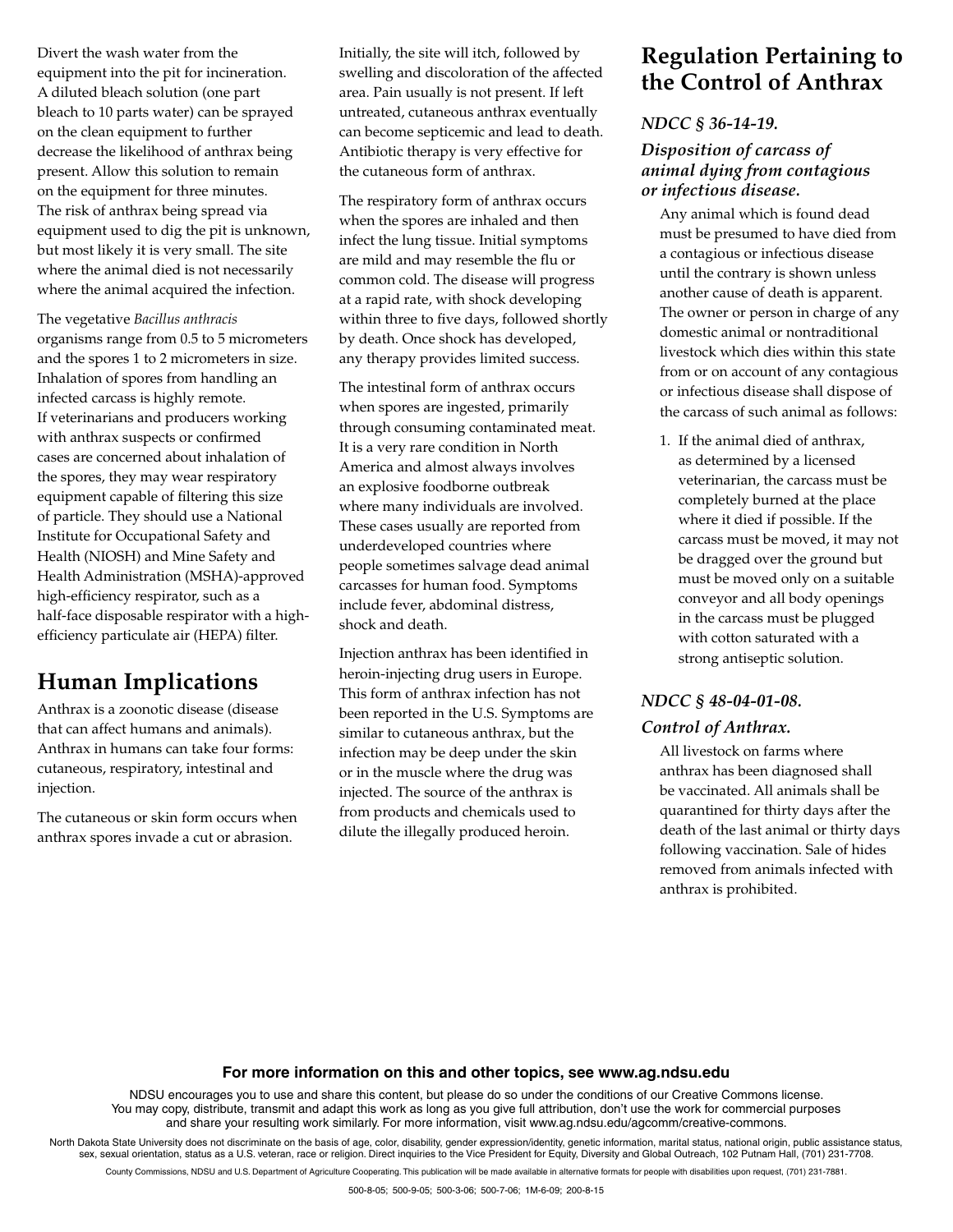Divert the wash water from the equipment into the pit for incineration. A diluted bleach solution (one part bleach to 10 parts water) can be sprayed on the clean equipment to further decrease the likelihood of anthrax being present. Allow this solution to remain on the equipment for three minutes. The risk of anthrax being spread via equipment used to dig the pit is unknown, but most likely it is very small. The site where the animal died is not necessarily where the animal acquired the infection.

The vegetative *Bacillus anthracis* organisms range from 0.5 to 5 micrometers and the spores 1 to 2 micrometers in size. Inhalation of spores from handling an infected carcass is highly remote. If veterinarians and producers working with anthrax suspects or confirmed cases are concerned about inhalation of the spores, they may wear respiratory equipment capable of filtering this size of particle. They should use a National Institute for Occupational Safety and Health (NIOSH) and Mine Safety and Health Administration (MSHA)-approved high-efficiency respirator, such as a half-face disposable respirator with a high-efficiency particulate air (HEPA) filter.

## Human Implications

Anthrax is a zoonotic disease (disease that can affect humans and animals). Anthrax in humans can take four forms: cutaneous, respiratory, intestinal and injection.

The cutaneous or skin form occurs when anthrax spores invade a cut or abrasion. Initially, the site will itch, followed by swelling and discoloration of the affected area. Pain usually is not present. If left untreated, cutaneous anthrax eventually can become septicemic and lead to death. Antibiotic therapy is very effective for the cutaneous form of anthrax.

The respiratory form of anthrax occurs when the spores are inhaled and then infect the lung tissue. Initial symptoms are mild and may resemble the flu or common cold. The disease will progress at a rapid rate, with shock developing within three to five days, followed shortly by death. Once shock has developed, any therapy provides limited success.

The intestinal form of anthrax occurs when spores are ingested, primarily through consuming contaminated meat. It is a very rare condition in North America and almost always involves an explosive foodborne outbreak where many individuals are involved. These cases usually are reported from underdeveloped countries where people sometimes salvage dead animal carcasses for human food. Symptoms include fever, abdominal distress, shock and death.

Injection anthrax has been identified in heroin-injecting drug users in Europe. This form of anthrax infection has not been reported in the U.S. Symptoms are similar to cutaneous anthrax, but the infection may be deep under the skin or in the muscle where the drug was injected. The source of the anthrax is from products and chemicals used to dilute the illegally produced heroin.

## Regulation Pertaining to the Control of Anthrax

### *NDCC § 36-14-19.*

### *Disposition of carcass of animal dying from contagious or infectious disease.*

Any animal which is found dead must be presumed to have died from a contagious or infectious disease until the contrary is shown unless another cause of death is apparent. The owner or person in charge of any domestic animal or nontraditional livestock which dies within this state from or on account of any contagious or infectious disease shall dispose of the carcass of such animal as follows:

1. If the animal died of anthrax, as determined by a licensed veterinarian, the carcass must be completely burned at the place where it died if possible. If the carcass must be moved, it may not be dragged over the ground but must be moved only on a suitable conveyor and all body openings in the carcass must be plugged with cotton saturated with a strong antiseptic solution.

### *NDCC § 48-04-01-08.*

### *Control of Anthrax.*

All livestock on farms where anthrax has been diagnosed shall be vaccinated. All animals shall be quarantined for thirty days after the death of the last animal or thirty days following vaccination. Sale of hides removed from animals infected with anthrax is prohibited.

**For more information on this and other topics, see www.ag.ndsu.edu**

NDSU encourages you to use and share this content, but please do so under the conditions of our Creative Commons license. You may copy, distribute, transmit and adapt this work as long as you give full attribution, don't use the work for commercial purposes and share your resulting work similarly. For more information, visit www.ag.ndsu.edu/agcomm/creative-commons.

North Dakota State University does not discriminate on the basis of age, color, disability, gender expression/identity, genetic information, marital status, national origin, public assistance status, sex, sexual orientation, status as a U.S. veteran, race or religion. Direct inquiries to the Vice President for Equity, Diversity and Global Outreach, 102 Putnam Hall, (701) 231-7708.

County Commissions, NDSU and U.S. Department of Agriculture Cooperating. This publication will be made available in alternative formats for people with disabilities upon request, (701) 231-7881.

500-8-05; 500-9-05; 500-3-06; 500-7-06; 1M-6-09; 200-8-15